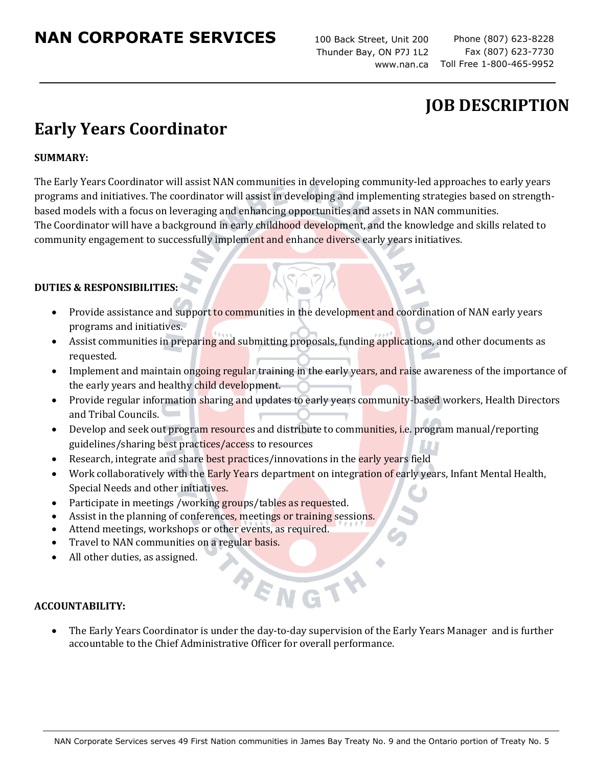# NAN CORPORATE SERVICES

100 Back Street, Unit 200
Thunder Bay, ON P7J 1L2
www.nan.ca

Phone (807) 623-8228
Fax (807) 623-7730
Toll Free 1-800-465-9952

# JOB DESCRIPTION

## Early Years Coordinator

**SUMMARY:**

The Early Years Coordinator will assist NAN communities in developing community-led approaches to early years programs and initiatives. The coordinator will assist in developing and implementing strategies based on strength-based models with a focus on leveraging and enhancing opportunities and assets in NAN communities.
The Coordinator will have a background in early childhood development, and the knowledge and skills related to community engagement to successfully implement and enhance diverse early years initiatives.

**DUTIES & RESPONSIBILITIES:**

- Provide assistance and support to communities in the development and coordination of NAN early years programs and initiatives.
- Assist communities in preparing and submitting proposals, funding applications, and other documents as requested.
- Implement and maintain ongoing regular training in the early years, and raise awareness of the importance of the early years and healthy child development.
- Provide regular information sharing and updates to early years community-based workers, Health Directors and Tribal Councils.
- Develop and seek out program resources and distribute to communities, i.e. program manual/reporting guidelines/sharing best practices/access to resources
- Research, integrate and share best practices/innovations in the early years field
- Work collaboratively with the Early Years department on integration of early years, Infant Mental Health, Special Needs and other initiatives.
- Participate in meetings /working groups/tables as requested.
- Assist in the planning of conferences, meetings or training sessions.
- Attend meetings, workshops or other events, as required.
- Travel to NAN communities on a regular basis.
- All other duties, as assigned.

**ACCOUNTABILITY:**

- The Early Years Coordinator is under the day-to-day supervision of the Early Years Manager and is further accountable to the Chief Administrative Officer for overall performance.

NAN Corporate Services serves 49 First Nation communities in James Bay Treaty No. 9 and the Ontario portion of Treaty No. 5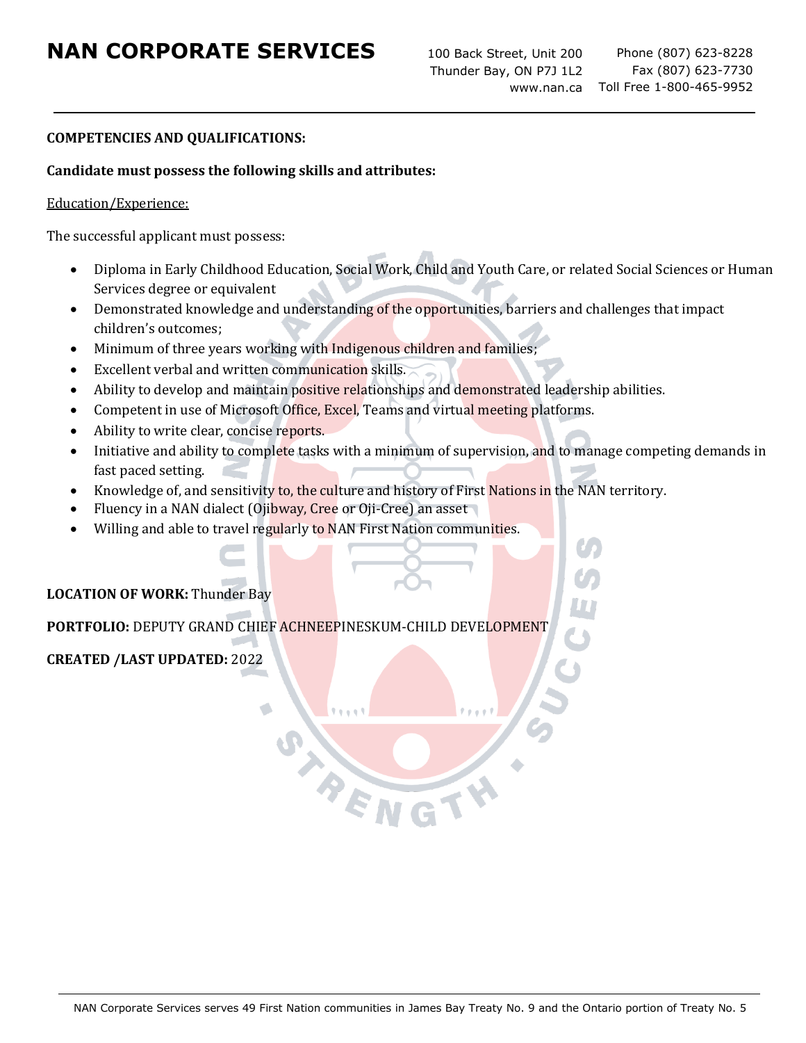**COMPETENCIES AND QUALIFICATIONS:**

**Candidate must possess the following skills and attributes:**

Education/Experience:

The successful applicant must possess:

- Diploma in Early Childhood Education, Social Work, Child and Youth Care, or related Social Sciences or Human Services degree or equivalent
- Demonstrated knowledge and understanding of the opportunities, barriers and challenges that impact children's outcomes;
- Minimum of three years working with Indigenous children and families;
- Excellent verbal and written communication skills.
- Ability to develop and maintain positive relationships and demonstrated leadership abilities.
- Competent in use of Microsoft Office, Excel, Teams and virtual meeting platforms.
- Ability to write clear, concise reports.
- Initiative and ability to complete tasks with a minimum of supervision, and to manage competing demands in fast paced setting.
- Knowledge of, and sensitivity to, the culture and history of First Nations in the NAN territory.
- Fluency in a NAN dialect (Ojibway, Cree or Oji-Cree) an asset
- Willing and able to travel regularly to NAN First Nation communities.

**LOCATION OF WORK:** Thunder Bay

**PORTFOLIO:** DEPUTY GRAND CHIEF ACHNEEPINESKUM-CHILD DEVELOPMENT

**CREATED /LAST UPDATED:** 2022